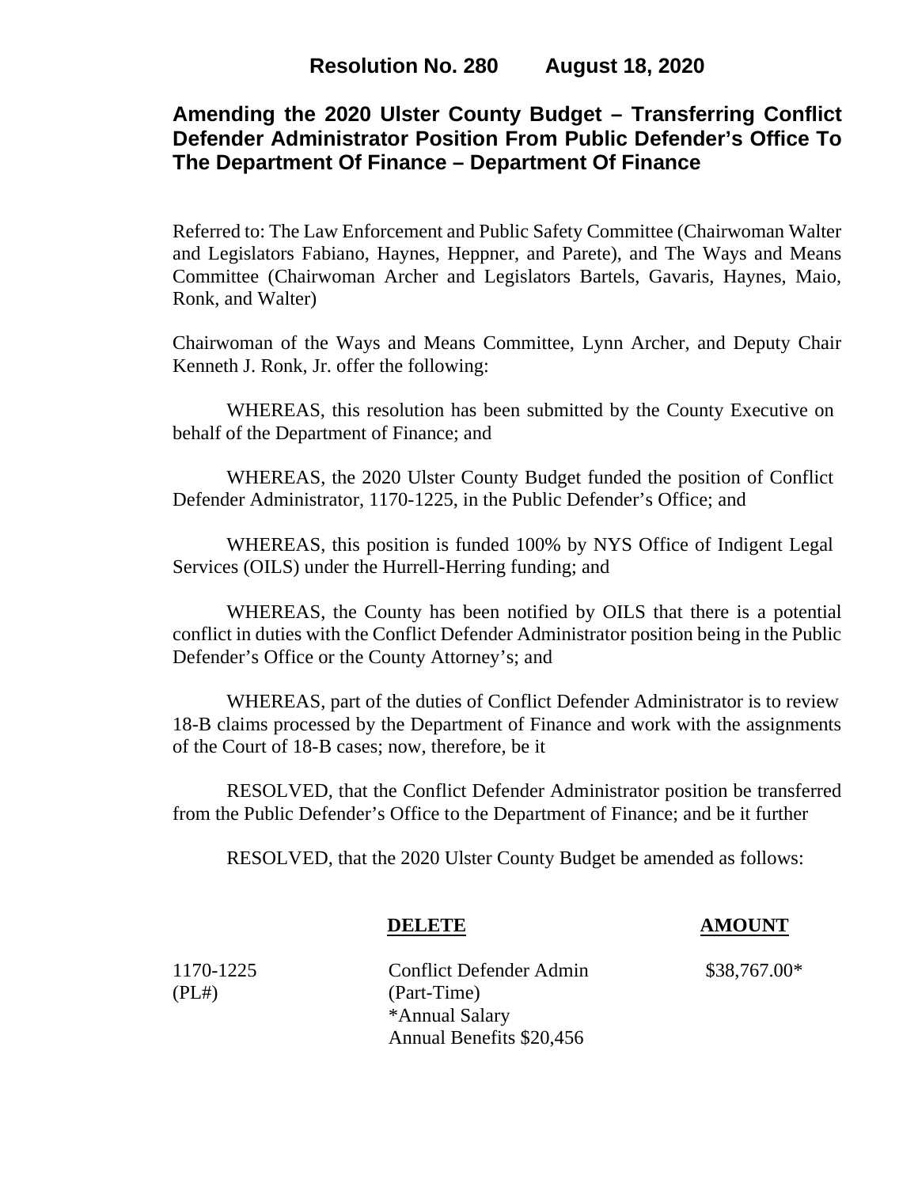**Resolution No. 280 August 18, 2020**

# Amending the 2020 Ulster County Budget – Transferring Conflict Defender Administrator Position From Public Defender's Office To The Department Of Finance – Department Of Finance

Referred to: The Law Enforcement and Public Safety Committee (Chairwoman Walter and Legislators Fabiano, Haynes, Heppner, and Parete), and The Ways and Means Committee (Chairwoman Archer and Legislators Bartels, Gavaris, Haynes, Maio, Ronk, and Walter)

Chairwoman of the Ways and Means Committee, Lynn Archer, and Deputy Chair Kenneth J. Ronk, Jr. offer the following:

WHEREAS, this resolution has been submitted by the County Executive on behalf of the Department of Finance; and

WHEREAS, the 2020 Ulster County Budget funded the position of Conflict Defender Administrator, 1170-1225, in the Public Defender's Office; and

WHEREAS, this position is funded 100% by NYS Office of Indigent Legal Services (OILS) under the Hurrell-Herring funding; and

WHEREAS, the County has been notified by OILS that there is a potential conflict in duties with the Conflict Defender Administrator position being in the Public Defender's Office or the County Attorney's; and

WHEREAS, part of the duties of Conflict Defender Administrator is to review 18-B claims processed by the Department of Finance and work with the assignments of the Court of 18-B cases; now, therefore, be it

RESOLVED, that the Conflict Defender Administrator position be transferred from the Public Defender's Office to the Department of Finance; and be it further

RESOLVED, that the 2020 Ulster County Budget be amended as follows:

| | **DELETE** | **AMOUNT** |
|---|---|---|
| 1170-1225<br>(PL#) | Conflict Defender Admin<br>(Part-Time)<br>*Annual Salary<br>Annual Benefits $20,456 | $38,767.00* |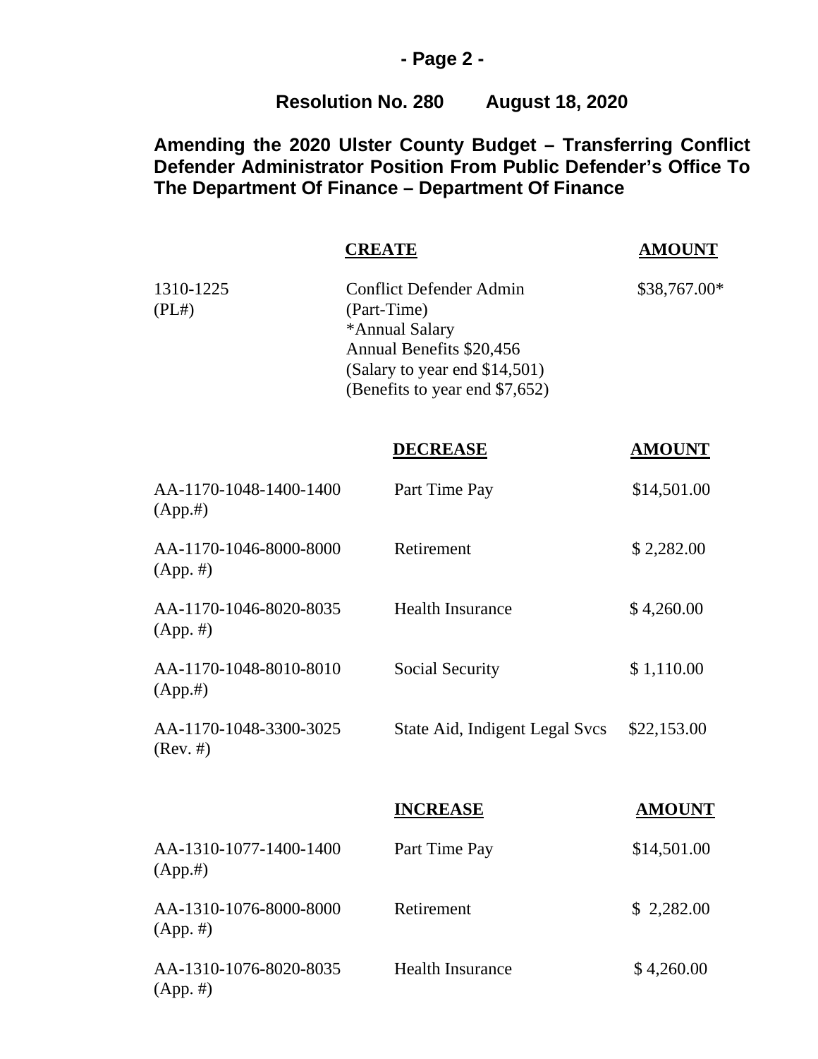**Resolution No. 280 August 18, 2020**

**Amending the 2020 Ulster County Budget – Transferring Conflict Defender Administrator Position From Public Defender's Office To The Department Of Finance – Department Of Finance**

| | CREATE | AMOUNT |
|---|---|---|
| 1310-1225 (PL#) | Conflict Defender Admin (Part-Time) *Annual Salary Annual Benefits $20,456 (Salary to year end $14,501) (Benefits to year end $7,652) | $38,767.00* |

| | DECREASE | AMOUNT |
|---|---|---|
| AA-1170-1048-1400-1400 (App.#) | Part Time Pay | $14,501.00 |
| AA-1170-1046-8000-8000 (App. #) | Retirement | $ 2,282.00 |
| AA-1170-1046-8020-8035 (App. #) | Health Insurance | $ 4,260.00 |
| AA-1170-1048-8010-8010 (App.#) | Social Security | $ 1,110.00 |
| AA-1170-1048-3300-3025 (Rev. #) | State Aid, Indigent Legal Svcs | $22,153.00 |

| | INCREASE | AMOUNT |
|---|---|---|
| AA-1310-1077-1400-1400 (App.#) | Part Time Pay | $14,501.00 |
| AA-1310-1076-8000-8000 (App. #) | Retirement | $ 2,282.00 |
| AA-1310-1076-8020-8035 (App. #) | Health Insurance | $ 4,260.00 |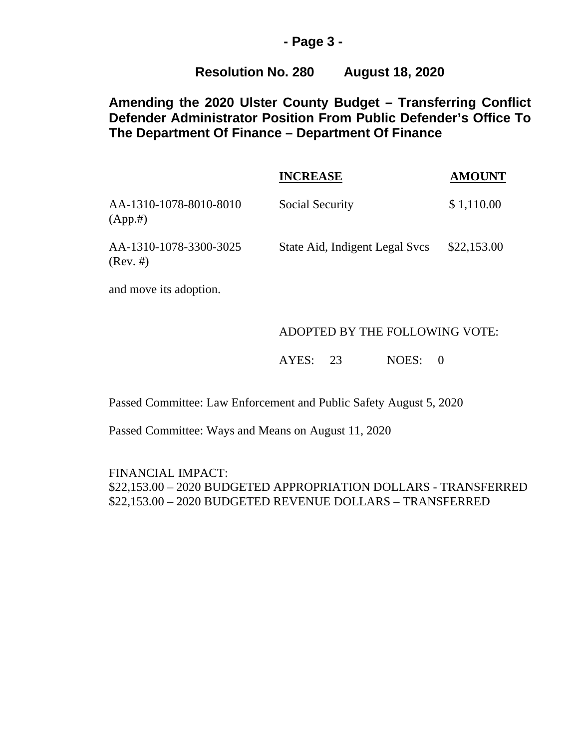**Resolution No. 280 August 18, 2020**

**Amending the 2020 Ulster County Budget – Transferring Conflict Defender Administrator Position From Public Defender's Office To The Department Of Finance – Department Of Finance**

| | INCREASE | AMOUNT |
|---|---|---|
| AA-1310-1078-8010-8010 (App.#) | Social Security | $ 1,110.00 |
| AA-1310-1078-3300-3025 (Rev. #) | State Aid, Indigent Legal Svcs | $22,153.00 |

and move its adoption.

ADOPTED BY THE FOLLOWING VOTE:

AYES: 23 NOES: 0

Passed Committee: Law Enforcement and Public Safety August 5, 2020

Passed Committee: Ways and Means on August 11, 2020

FINANCIAL IMPACT:
$22,153.00 – 2020 BUDGETED APPROPRIATION DOLLARS - TRANSFERRED
$22,153.00 – 2020 BUDGETED REVENUE DOLLARS – TRANSFERRED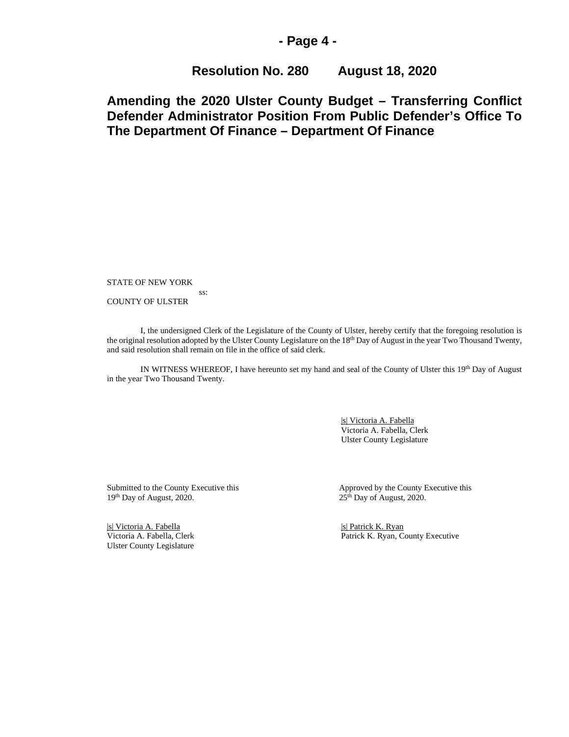**Resolution No. 280 August 18, 2020**

# Amending the 2020 Ulster County Budget – Transferring Conflict Defender Administrator Position From Public Defender's Office To The Department Of Finance – Department Of Finance

STATE OF NEW YORK
ss:
COUNTY OF ULSTER

I, the undersigned Clerk of the Legislature of the County of Ulster, hereby certify that the foregoing resolution is the original resolution adopted by the Ulster County Legislature on the 18th Day of August in the year Two Thousand Twenty, and said resolution shall remain on file in the office of said clerk.

IN WITNESS WHEREOF, I have hereunto set my hand and seal of the County of Ulster this 19th Day of August in the year Two Thousand Twenty.

|s| Victoria A. Fabella
Victoria A. Fabella, Clerk
Ulster County Legislature

Submitted to the County Executive this
19th Day of August, 2020.

|s| Victoria A. Fabella
Victoria A. Fabella, Clerk
Ulster County Legislature

Approved by the County Executive this
25th Day of August, 2020.

|s| Patrick K. Ryan
Patrick K. Ryan, County Executive